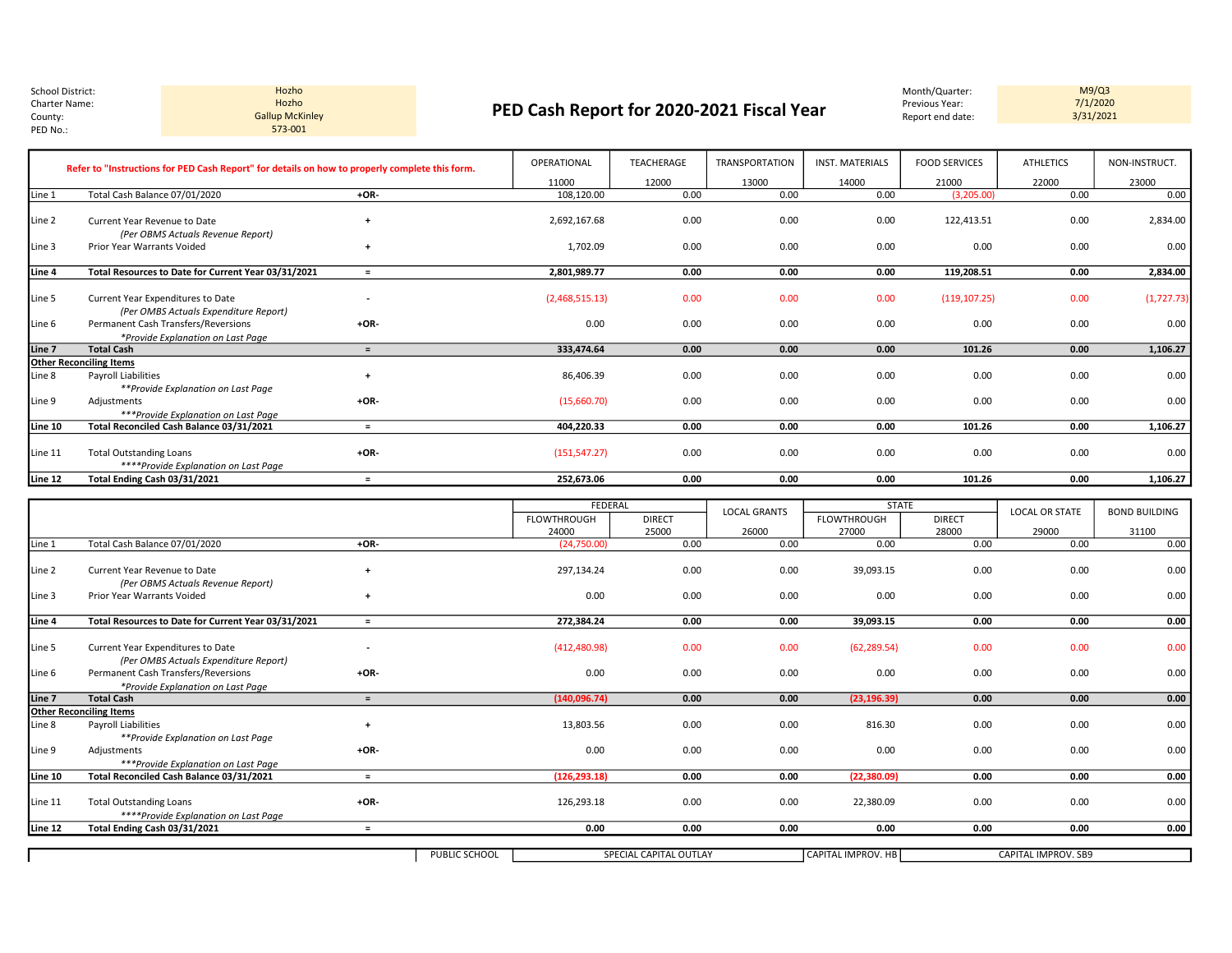| | |
|---|---|
| School District: | Hozho |
| Charter Name: | Hozho |
| County: | Gallup McKinley |
| PED No.: | 573-001 |

# PED Cash Report for 2020-2021 Fiscal Year

| | |
|---|---|
| Month/Quarter: | M9/Q3 |
| Previous Year: | 7/1/2020 |
| Report end date: | 3/31/2021 |

| Refer to "Instructions for PED Cash Report" for details on how to properly complete this form. | | | OPERATIONAL 11000 | TEACHERAGE 12000 | TRANSPORTATION 13000 | INST. MATERIALS 14000 | FOOD SERVICES 21000 | ATHLETICS 22000 | NON-INSTRUCT. 23000 |
|---|---|---|---|---|---|---|---|---|---|
| Line 1 | Total Cash Balance 07/01/2020 | +OR- | 108,120.00 | 0.00 | 0.00 | 0.00 | (3,205.00) | 0.00 | 0.00 |
| Line 2 | Current Year Revenue to Date *(Per OBMS Actuals Revenue Report)* | + | 2,692,167.68 | 0.00 | 0.00 | 0.00 | 122,413.51 | 0.00 | 2,834.00 |
| Line 3 | Prior Year Warrants Voided | + | 1,702.09 | 0.00 | 0.00 | 0.00 | 0.00 | 0.00 | 0.00 |
| **Line 4** | **Total Resources to Date for Current Year 03/31/2021** | = | **2,801,989.77** | **0.00** | **0.00** | **0.00** | **119,208.51** | **0.00** | **2,834.00** |
| Line 5 | Current Year Expenditures to Date *(Per OMBS Actuals Expenditure Report)* | - | (2,468,515.13) | 0.00 | 0.00 | 0.00 | (119,107.25) | 0.00 | (1,727.73) |
| Line 6 | Permanent Cash Transfers/Reversions *\*Provide Explanation on Last Page* | +OR- | 0.00 | 0.00 | 0.00 | 0.00 | 0.00 | 0.00 | 0.00 |
| **Line 7** | **Total Cash** | = | **333,474.64** | **0.00** | **0.00** | **0.00** | **101.26** | **0.00** | **1,106.27** |
| **Other Reconciling Items** | | | | | | | | | |
| Line 8 | Payroll Liabilities *\*\*Provide Explanation on Last Page* | + | 86,406.39 | 0.00 | 0.00 | 0.00 | 0.00 | 0.00 | 0.00 |
| Line 9 | Adjustments *\*\*\*Provide Explanation on Last Page* | +OR- | (15,660.70) | 0.00 | 0.00 | 0.00 | 0.00 | 0.00 | 0.00 |
| **Line 10** | **Total Reconciled Cash Balance 03/31/2021** | = | **404,220.33** | **0.00** | **0.00** | **0.00** | **101.26** | **0.00** | **1,106.27** |
| Line 11 | Total Outstanding Loans *\*\*\*\*Provide Explanation on Last Page* | +OR- | (151,547.27) | 0.00 | 0.00 | 0.00 | 0.00 | 0.00 | 0.00 |
| **Line 12** | **Total Ending Cash 03/31/2021** | = | **252,673.06** | **0.00** | **0.00** | **0.00** | **101.26** | **0.00** | **1,106.27** |

| | | | FEDERAL | | LOCAL GRANTS | STATE | | LOCAL OR STATE | BOND BUILDING |
|---|---|---|---|---|---|---|---|---|---|
| | | | FLOWTHROUGH 24000 | DIRECT 25000 | 26000 | FLOWTHROUGH 27000 | DIRECT 28000 | 29000 | 31100 |
| Line 1 | Total Cash Balance 07/01/2020 | +OR- | (24,750.00) | 0.00 | 0.00 | 0.00 | 0.00 | 0.00 | 0.00 |
| Line 2 | Current Year Revenue to Date *(Per OBMS Actuals Revenue Report)* | + | 297,134.24 | 0.00 | 0.00 | 39,093.15 | 0.00 | 0.00 | 0.00 |
| Line 3 | Prior Year Warrants Voided | + | 0.00 | 0.00 | 0.00 | 0.00 | 0.00 | 0.00 | 0.00 |
| **Line 4** | **Total Resources to Date for Current Year 03/31/2021** | = | **272,384.24** | **0.00** | **0.00** | **39,093.15** | **0.00** | **0.00** | **0.00** |
| Line 5 | Current Year Expenditures to Date *(Per OMBS Actuals Expenditure Report)* | - | (412,480.98) | 0.00 | 0.00 | (62,289.54) | 0.00 | 0.00 | 0.00 |
| Line 6 | Permanent Cash Transfers/Reversions *\*Provide Explanation on Last Page* | +OR- | 0.00 | 0.00 | 0.00 | 0.00 | 0.00 | 0.00 | 0.00 |
| **Line 7** | **Total Cash** | = | **(140,096.74)** | **0.00** | **0.00** | **(23,196.39)** | **0.00** | **0.00** | **0.00** |
| **Other Reconciling Items** | | | | | | | | | |
| Line 8 | Payroll Liabilities *\*\*Provide Explanation on Last Page* | + | 13,803.56 | 0.00 | 0.00 | 816.30 | 0.00 | 0.00 | 0.00 |
| Line 9 | Adjustments *\*\*\*Provide Explanation on Last Page* | +OR- | 0.00 | 0.00 | 0.00 | 0.00 | 0.00 | 0.00 | 0.00 |
| **Line 10** | **Total Reconciled Cash Balance 03/31/2021** | = | **(126,293.18)** | **0.00** | **0.00** | **(22,380.09)** | **0.00** | **0.00** | **0.00** |
| Line 11 | Total Outstanding Loans *\*\*\*\*Provide Explanation on Last Page* | +OR- | 126,293.18 | 0.00 | 0.00 | 22,380.09 | 0.00 | 0.00 | 0.00 |
| **Line 12** | **Total Ending Cash 03/31/2021** | = | **0.00** | **0.00** | **0.00** | **0.00** | **0.00** | **0.00** | **0.00** |

| | PUBLIC SCHOOL | SPECIAL CAPITAL OUTLAY | CAPITAL IMPROV. HB | CAPITAL IMPROV. SB9 |
|---|---|---|---|---|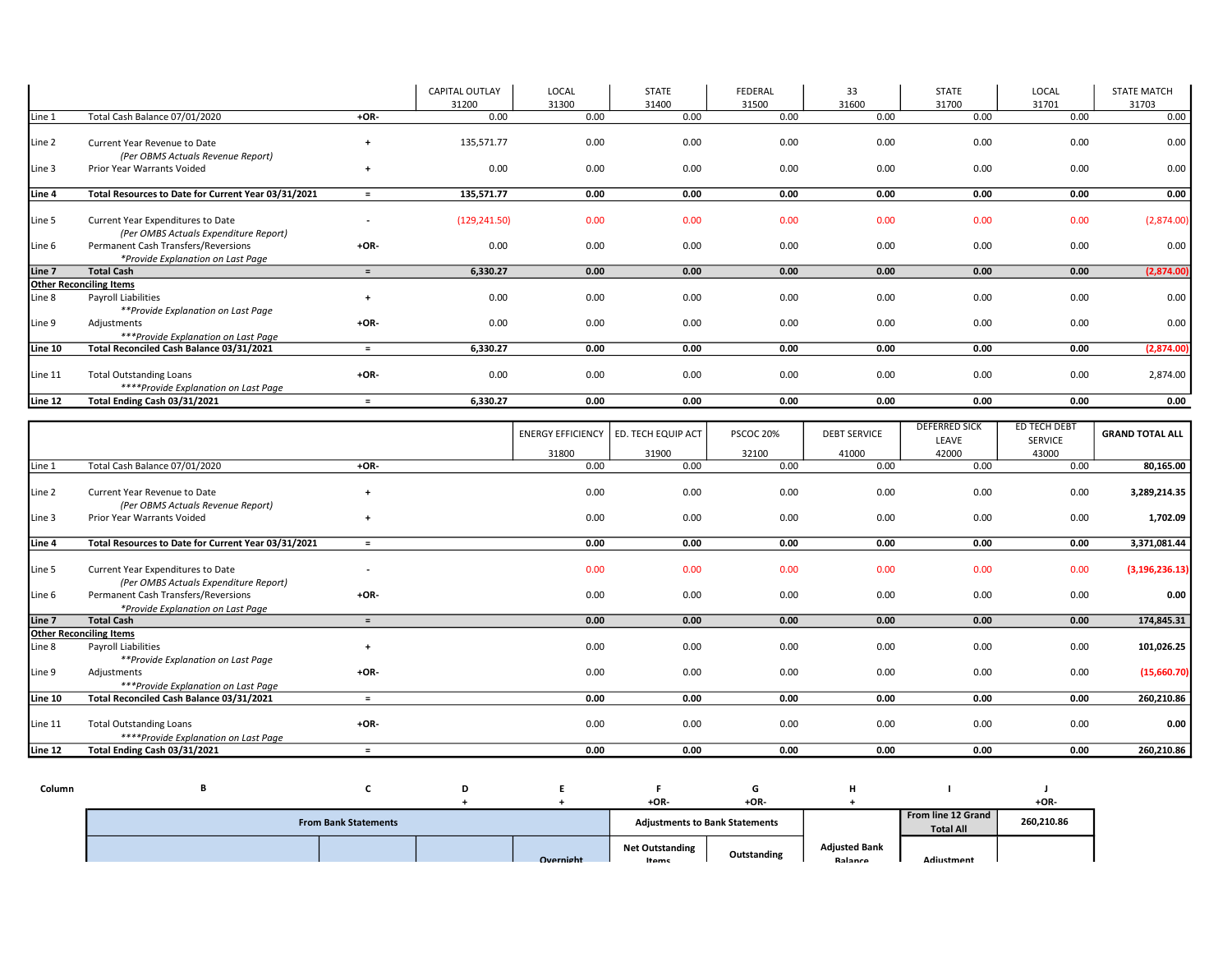| | | | CAPITAL OUTLAY 31200 | LOCAL 31300 | STATE 31400 | FEDERAL 31500 | 33 31600 | STATE 31700 | LOCAL 31701 | STATE MATCH 31703 |
|---|---|---|---|---|---|---|---|---|---|---|
| Line 1 | Total Cash Balance 07/01/2020 | +OR- | 0.00 | 0.00 | 0.00 | 0.00 | 0.00 | 0.00 | 0.00 | 0.00 |
| Line 2 | Current Year Revenue to Date *(Per OBMS Actuals Revenue Report)* | + | 135,571.77 | 0.00 | 0.00 | 0.00 | 0.00 | 0.00 | 0.00 | 0.00 |
| Line 3 | Prior Year Warrants Voided | + | 0.00 | 0.00 | 0.00 | 0.00 | 0.00 | 0.00 | 0.00 | 0.00 |
| **Line 4** | **Total Resources to Date for Current Year 03/31/2021** | = | **135,571.77** | **0.00** | **0.00** | **0.00** | **0.00** | **0.00** | **0.00** | **0.00** |
| Line 5 | Current Year Expenditures to Date *(Per OMBS Actuals Expenditure Report)* | - | (129,241.50) | 0.00 | 0.00 | 0.00 | 0.00 | 0.00 | 0.00 | (2,874.00) |
| Line 6 | Permanent Cash Transfers/Reversions *\*Provide Explanation on Last Page* | +OR- | 0.00 | 0.00 | 0.00 | 0.00 | 0.00 | 0.00 | 0.00 | 0.00 |
| **Line 7** | **Total Cash** | = | **6,330.27** | **0.00** | **0.00** | **0.00** | **0.00** | **0.00** | **0.00** | **(2,874.00)** |
| **Other Reconciling Items** | | | | | | | | | | |
| Line 8 | Payroll Liabilities *\*\*Provide Explanation on Last Page* | + | 0.00 | 0.00 | 0.00 | 0.00 | 0.00 | 0.00 | 0.00 | 0.00 |
| Line 9 | Adjustments *\*\*\*Provide Explanation on Last Page* | +OR- | 0.00 | 0.00 | 0.00 | 0.00 | 0.00 | 0.00 | 0.00 | 0.00 |
| **Line 10** | **Total Reconciled Cash Balance 03/31/2021** | = | **6,330.27** | **0.00** | **0.00** | **0.00** | **0.00** | **0.00** | **0.00** | **(2,874.00)** |
| Line 11 | Total Outstanding Loans *\*\*\*\*Provide Explanation on Last Page* | +OR- | 0.00 | 0.00 | 0.00 | 0.00 | 0.00 | 0.00 | 0.00 | 2,874.00 |
| **Line 12** | **Total Ending Cash 03/31/2021** | = | **6,330.27** | **0.00** | **0.00** | **0.00** | **0.00** | **0.00** | **0.00** | **0.00** |

| | | | ENERGY EFFICIENCY 31800 | ED. TECH EQUIP ACT 31900 | PSCOC 20% 32100 | DEBT SERVICE 41000 | DEFERRED SICK LEAVE 42000 | ED TECH DEBT SERVICE 43000 | GRAND TOTAL ALL |
|---|---|---|---|---|---|---|---|---|---|
| Line 1 | Total Cash Balance 07/01/2020 | +OR- | 0.00 | 0.00 | 0.00 | 0.00 | 0.00 | 0.00 | **80,165.00** |
| Line 2 | Current Year Revenue to Date *(Per OBMS Actuals Revenue Report)* | + | 0.00 | 0.00 | 0.00 | 0.00 | 0.00 | 0.00 | **3,289,214.35** |
| Line 3 | Prior Year Warrants Voided | + | 0.00 | 0.00 | 0.00 | 0.00 | 0.00 | 0.00 | **1,702.09** |
| **Line 4** | **Total Resources to Date for Current Year 03/31/2021** | = | **0.00** | **0.00** | **0.00** | **0.00** | **0.00** | **0.00** | **3,371,081.44** |
| Line 5 | Current Year Expenditures to Date *(Per OMBS Actuals Expenditure Report)* | - | 0.00 | 0.00 | 0.00 | 0.00 | 0.00 | 0.00 | **(3,196,236.13)** |
| Line 6 | Permanent Cash Transfers/Reversions *\*Provide Explanation on Last Page* | +OR- | 0.00 | 0.00 | 0.00 | 0.00 | 0.00 | 0.00 | **0.00** |
| **Line 7** | **Total Cash** | = | **0.00** | **0.00** | **0.00** | **0.00** | **0.00** | **0.00** | **174,845.31** |
| **Other Reconciling Items** | | | | | | | | | |
| Line 8 | Payroll Liabilities *\*\*Provide Explanation on Last Page* | + | 0.00 | 0.00 | 0.00 | 0.00 | 0.00 | 0.00 | **101,026.25** |
| Line 9 | Adjustments *\*\*\*Provide Explanation on Last Page* | +OR- | 0.00 | 0.00 | 0.00 | 0.00 | 0.00 | 0.00 | **(15,660.70)** |
| **Line 10** | **Total Reconciled Cash Balance 03/31/2021** | = | **0.00** | **0.00** | **0.00** | **0.00** | **0.00** | **0.00** | **260,210.86** |
| Line 11 | Total Outstanding Loans *\*\*\*\*Provide Explanation on Last Page* | +OR- | 0.00 | 0.00 | 0.00 | 0.00 | 0.00 | 0.00 | **0.00** |
| **Line 12** | **Total Ending Cash 03/31/2021** | = | **0.00** | **0.00** | **0.00** | **0.00** | **0.00** | **0.00** | **260,210.86** |

| Column | B | C | D | E | F | G | H | I | J |
|---|---|---|---|---|---|---|---|---|---|
| | | | + | + | +OR- | +OR- | + | | +OR- |
| | **From Bank Statements** | | | | **Adjustments to Bank Statements** | | | **From line 12 Grand Total All** | **260,210.86** |
| | | | | **Overnight** | **Net Outstanding Items** | **Outstanding** | **Adjusted Bank Balance** | **Adjustment** | |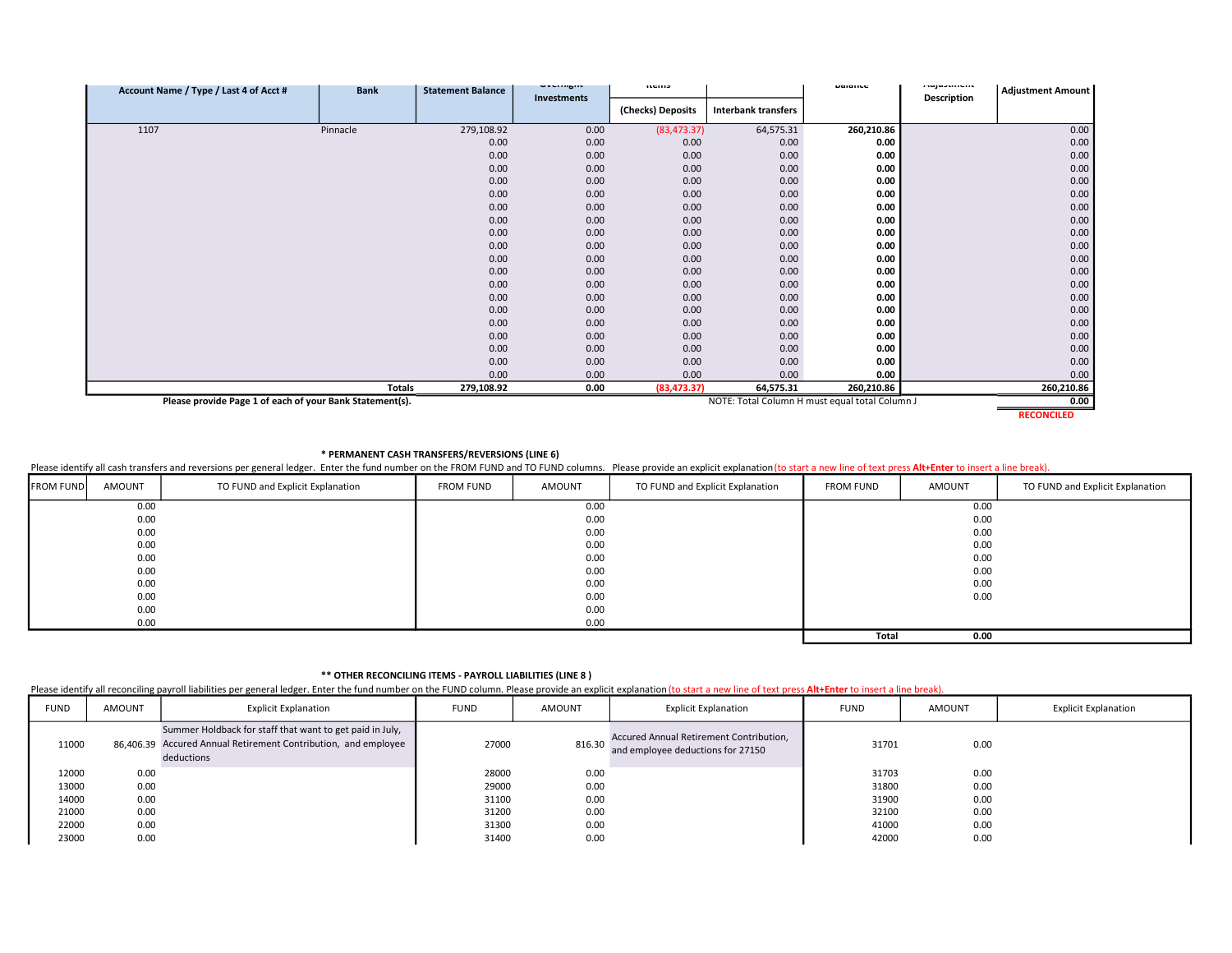| Account Name / Type / Last 4 of Acct # | Bank | Statement Balance | Overnight Investments | Items (Checks) Deposits | Interbank transfers | Balance | Adjustment Description | Adjustment Amount |
|---|---|---|---|---|---|---|---|---|
| 1107 | Pinnacle | 279,108.92 | 0.00 | (83,473.37) | 64,575.31 | **260,210.86** | | 0.00 |
| | | 0.00 | 0.00 | 0.00 | 0.00 | **0.00** | | 0.00 |
| | | 0.00 | 0.00 | 0.00 | 0.00 | **0.00** | | 0.00 |
| | | 0.00 | 0.00 | 0.00 | 0.00 | **0.00** | | 0.00 |
| | | 0.00 | 0.00 | 0.00 | 0.00 | **0.00** | | 0.00 |
| | | 0.00 | 0.00 | 0.00 | 0.00 | **0.00** | | 0.00 |
| | | 0.00 | 0.00 | 0.00 | 0.00 | **0.00** | | 0.00 |
| | | 0.00 | 0.00 | 0.00 | 0.00 | **0.00** | | 0.00 |
| | | 0.00 | 0.00 | 0.00 | 0.00 | **0.00** | | 0.00 |
| | | 0.00 | 0.00 | 0.00 | 0.00 | **0.00** | | 0.00 |
| | | 0.00 | 0.00 | 0.00 | 0.00 | **0.00** | | 0.00 |
| | | 0.00 | 0.00 | 0.00 | 0.00 | **0.00** | | 0.00 |
| | | 0.00 | 0.00 | 0.00 | 0.00 | **0.00** | | 0.00 |
| | | 0.00 | 0.00 | 0.00 | 0.00 | **0.00** | | 0.00 |
| | | 0.00 | 0.00 | 0.00 | 0.00 | **0.00** | | 0.00 |
| | | 0.00 | 0.00 | 0.00 | 0.00 | **0.00** | | 0.00 |
| | | 0.00 | 0.00 | 0.00 | 0.00 | **0.00** | | 0.00 |
| | | 0.00 | 0.00 | 0.00 | 0.00 | **0.00** | | 0.00 |
| | | 0.00 | 0.00 | 0.00 | 0.00 | **0.00** | | 0.00 |
| | | 0.00 | 0.00 | 0.00 | 0.00 | **0.00** | | 0.00 |
| | **Totals** | **279,108.92** | **0.00** | **(83,473.37)** | **64,575.31** | **260,210.86** | | **260,210.86** |
| | | | | | | | | **0.00** |

**Please provide Page 1 of each of your Bank Statement(s).**

NOTE: Total Column H must equal total Column J

**RECONCILED**

**\* PERMANENT CASH TRANSFERS/REVERSIONS (LINE 6)**

Please identify all cash transfers and reversions per general ledger. Enter the fund number on the FROM FUND and TO FUND columns. Please provide an explicit explanation (to start a new line of text press **Alt+Enter** to insert a line break).

| FROM FUND | AMOUNT | TO FUND and Explicit Explanation | FROM FUND | AMOUNT | TO FUND and Explicit Explanation | FROM FUND | AMOUNT | TO FUND and Explicit Explanation |
|---|---|---|---|---|---|---|---|---|
| | 0.00 | | | 0.00 | | | 0.00 | |
| | 0.00 | | | 0.00 | | | 0.00 | |
| | 0.00 | | | 0.00 | | | 0.00 | |
| | 0.00 | | | 0.00 | | | 0.00 | |
| | 0.00 | | | 0.00 | | | 0.00 | |
| | 0.00 | | | 0.00 | | | 0.00 | |
| | 0.00 | | | 0.00 | | | 0.00 | |
| | 0.00 | | | 0.00 | | | 0.00 | |
| | 0.00 | | | 0.00 | | | | |
| | 0.00 | | | 0.00 | | | | |
| | | | | | | Total | 0.00 | |

**\*\* OTHER RECONCILING ITEMS - PAYROLL LIABILITIES (LINE 8 )**

Please identify all reconciling payroll liabilities per general ledger. Enter the fund number on the FUND column. Please provide an explicit explanation (to start a new line of text press **Alt+Enter** to insert a line break).

| FUND | AMOUNT | Explicit Explanation | FUND | AMOUNT | Explicit Explanation | FUND | AMOUNT | Explicit Explanation |
|---|---|---|---|---|---|---|---|---|
| 11000 | 86,406.39 | Summer Holdback for staff that want to get paid in July, Accured Annual Retirement Contribution, and employee deductions | 27000 | 816.30 | Accured Annual Retirement Contribution, and employee deductions for 27150 | 31701 | 0.00 | |
| 12000 | 0.00 | | 28000 | 0.00 | | 31703 | 0.00 | |
| 13000 | 0.00 | | 29000 | 0.00 | | 31800 | 0.00 | |
| 14000 | 0.00 | | 31100 | 0.00 | | 31900 | 0.00 | |
| 21000 | 0.00 | | 31200 | 0.00 | | 32100 | 0.00 | |
| 22000 | 0.00 | | 31300 | 0.00 | | 41000 | 0.00 | |
| 23000 | 0.00 | | 31400 | 0.00 | | 42000 | 0.00 | |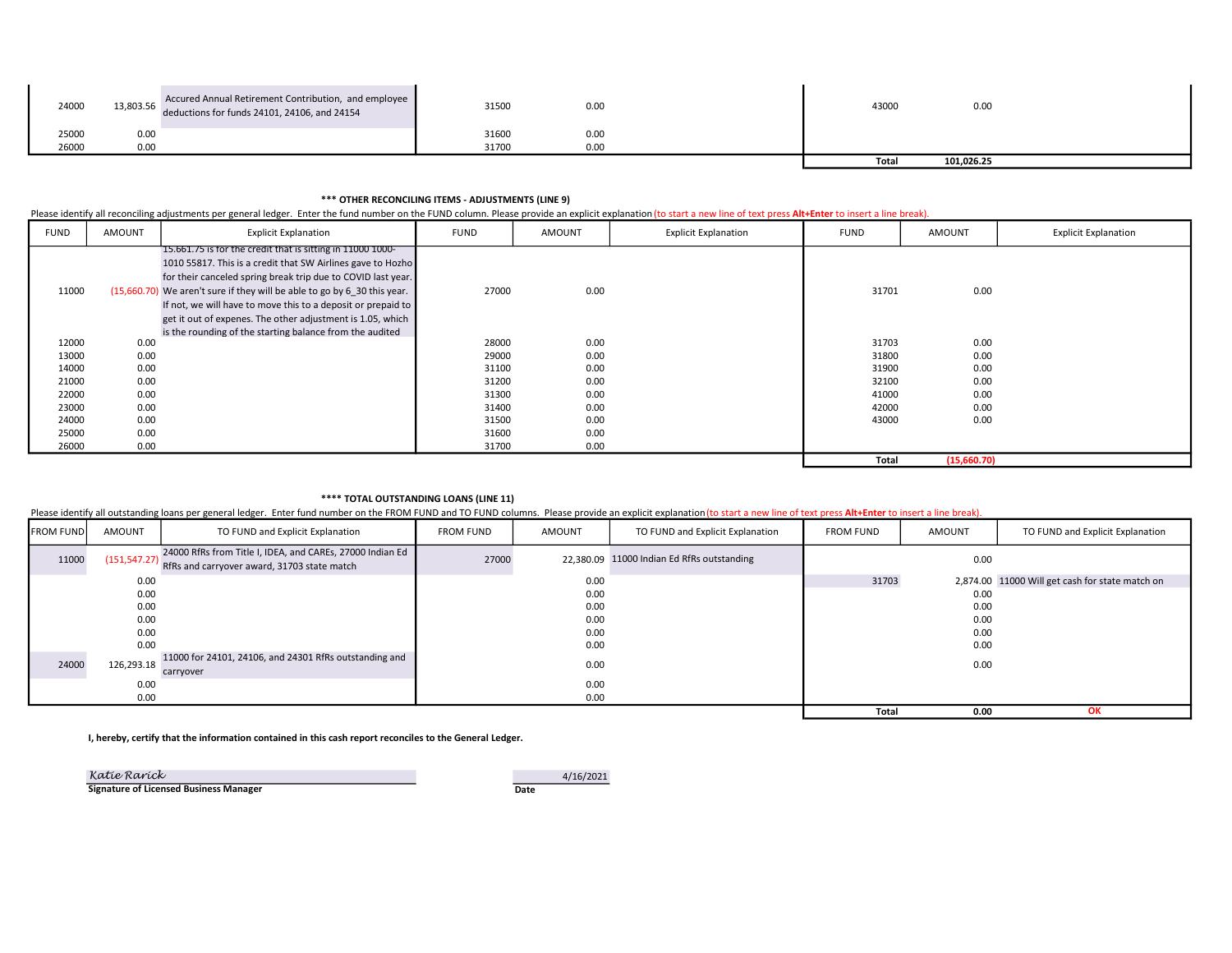| | | | | | | | | |
|---|---|---|---|---|---|---|---|---|
| 24000 | 13,803.56 | Accured Annual Retirement Contribution, and employee deductions for funds 24101, 24106, and 24154 | 31500 | 0.00 | | 43000 | 0.00 | |
| 25000 | 0.00 | | 31600 | 0.00 | | | | |
| 26000 | 0.00 | | 31700 | 0.00 | | | | |
| | | | | | | Total | 101,026.25 | |

**\*\*\* OTHER RECONCILING ITEMS - ADJUSTMENTS (LINE 9)**

Please identify all reconciling adjustments per general ledger. Enter the fund number on the FUND column. Please provide an explicit explanation (to start a new line of text press **Alt+Enter** to insert a line break).

| FUND | AMOUNT | Explicit Explanation | FUND | AMOUNT | Explicit Explanation | FUND | AMOUNT | Explicit Explanation |
|---|---|---|---|---|---|---|---|---|
| 11000 | (15,660.70) | 15.661.75 is for the credit that is sitting in 11000 1000-1010 55817. This is a credit that SW Airlines gave to Hozho for their canceled spring break trip due to COVID last year. We aren't sure if they will be able to go by 6_30 this year. If not, we will have to move this to a deposit or prepaid to get it out of expenes. The other adjustment is 1.05, which is the rounding of the starting balance from the audited | 27000 | 0.00 | | 31701 | 0.00 | |
| 12000 | 0.00 | | 28000 | 0.00 | | 31703 | 0.00 | |
| 13000 | 0.00 | | 29000 | 0.00 | | 31800 | 0.00 | |
| 14000 | 0.00 | | 31100 | 0.00 | | 31900 | 0.00 | |
| 21000 | 0.00 | | 31200 | 0.00 | | 32100 | 0.00 | |
| 22000 | 0.00 | | 31300 | 0.00 | | 41000 | 0.00 | |
| 23000 | 0.00 | | 31400 | 0.00 | | 42000 | 0.00 | |
| 24000 | 0.00 | | 31500 | 0.00 | | 43000 | 0.00 | |
| 25000 | 0.00 | | 31600 | 0.00 | | | | |
| 26000 | 0.00 | | 31700 | 0.00 | | | | |
| | | | | | | Total | (15,660.70) | |

**\*\*\*\* TOTAL OUTSTANDING LOANS (LINE 11)**

Please identify all outstanding loans per general ledger. Enter fund number on the FROM FUND and TO FUND columns. Please provide an explicit explanation (to start a new line of text press **Alt+Enter** to insert a line break).

| FROM FUND | AMOUNT | TO FUND and Explicit Explanation | FROM FUND | AMOUNT | TO FUND and Explicit Explanation | FROM FUND | AMOUNT | TO FUND and Explicit Explanation |
|---|---|---|---|---|---|---|---|---|
| 11000 | (151,547.27) | 24000 RfRs from Title I, IDEA, and CAREs, 27000 Indian Ed RfRs and carryover award, 31703 state match | 27000 | 22,380.09 | 11000 Indian Ed RfRs outstanding | | 0.00 | |
| | 0.00 | | | 0.00 | | 31703 | 2,874.00 | 11000 Will get cash for state match on |
| | 0.00 | | | 0.00 | | | 0.00 | |
| | 0.00 | | | 0.00 | | | 0.00 | |
| | 0.00 | | | 0.00 | | | 0.00 | |
| | 0.00 | | | 0.00 | | | 0.00 | |
| | 0.00 | | | 0.00 | | | 0.00 | |
| 24000 | 126,293.18 | 11000 for 24101, 24106, and 24301 RfRs outstanding and carryover | | 0.00 | | | 0.00 | |
| | 0.00 | | | 0.00 | | | | |
| | 0.00 | | | 0.00 | | | | |
| | | | | | | Total | 0.00 | OK |

**I, hereby, certify that the information contained in this cash report reconciles to the General Ledger.**

*Katie Rarick* 4/16/2021

**Signature of Licensed Business Manager** **Date**